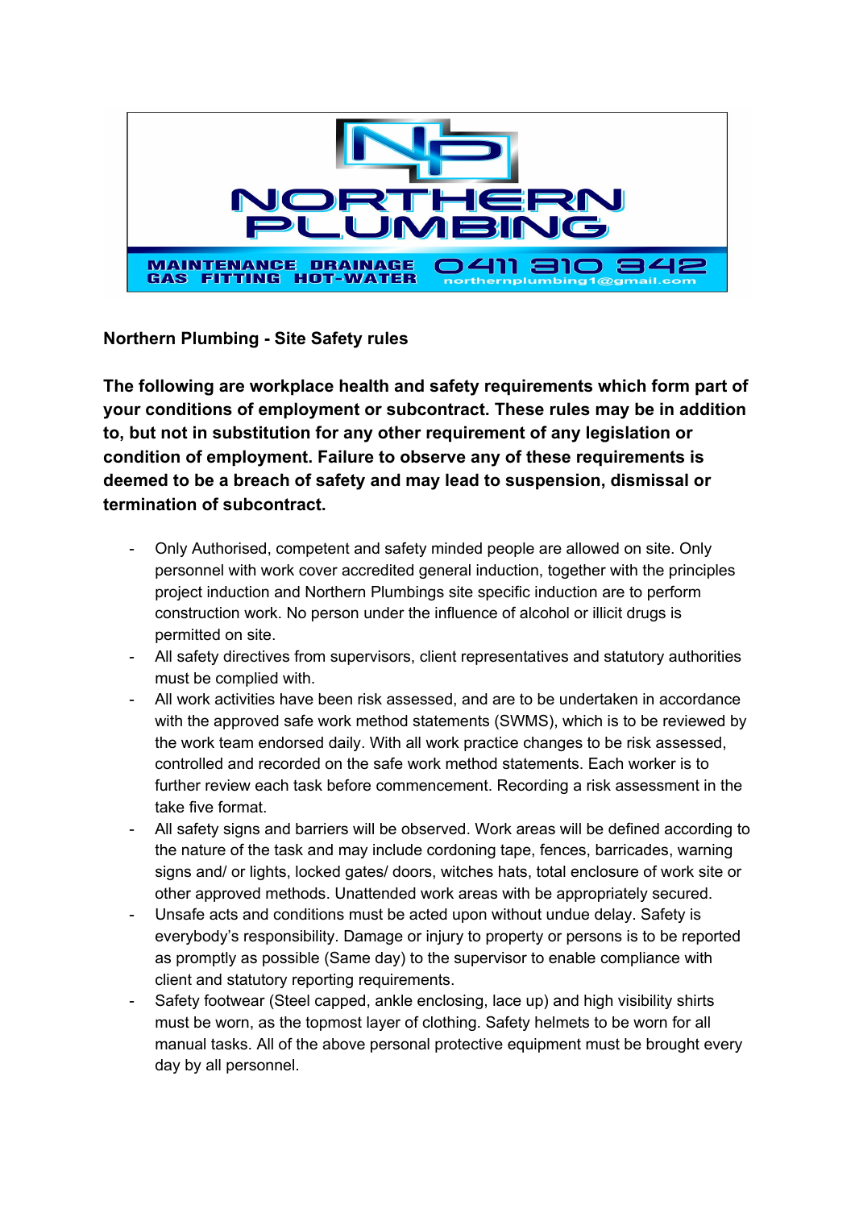NORTHERN PLUMBING

MAINTENANCE DRAINAGE GAS FITTING HOT-WATER 0411 310 342 northernplumbing1@gmail.com

**Northern Plumbing - Site Safety rules**

**The following are workplace health and safety requirements which form part of your conditions of employment or subcontract. These rules may be in addition to, but not in substitution for any other requirement of any legislation or condition of employment. Failure to observe any of these requirements is deemed to be a breach of safety and may lead to suspension, dismissal or termination of subcontract.**

- Only Authorised, competent and safety minded people are allowed on site. Only personnel with work cover accredited general induction, together with the principles project induction and Northern Plumbings site specific induction are to perform construction work. No person under the influence of alcohol or illicit drugs is permitted on site.
- All safety directives from supervisors, client representatives and statutory authorities must be complied with.
- All work activities have been risk assessed, and are to be undertaken in accordance with the approved safe work method statements (SWMS), which is to be reviewed by the work team endorsed daily. With all work practice changes to be risk assessed, controlled and recorded on the safe work method statements. Each worker is to further review each task before commencement. Recording a risk assessment in the take five format.
- All safety signs and barriers will be observed. Work areas will be defined according to the nature of the task and may include cordoning tape, fences, barricades, warning signs and/ or lights, locked gates/ doors, witches hats, total enclosure of work site or other approved methods. Unattended work areas with be appropriately secured.
- Unsafe acts and conditions must be acted upon without undue delay. Safety is everybody's responsibility. Damage or injury to property or persons is to be reported as promptly as possible (Same day) to the supervisor to enable compliance with client and statutory reporting requirements.
- Safety footwear (Steel capped, ankle enclosing, lace up) and high visibility shirts must be worn, as the topmost layer of clothing. Safety helmets to be worn for all manual tasks. All of the above personal protective equipment must be brought every day by all personnel.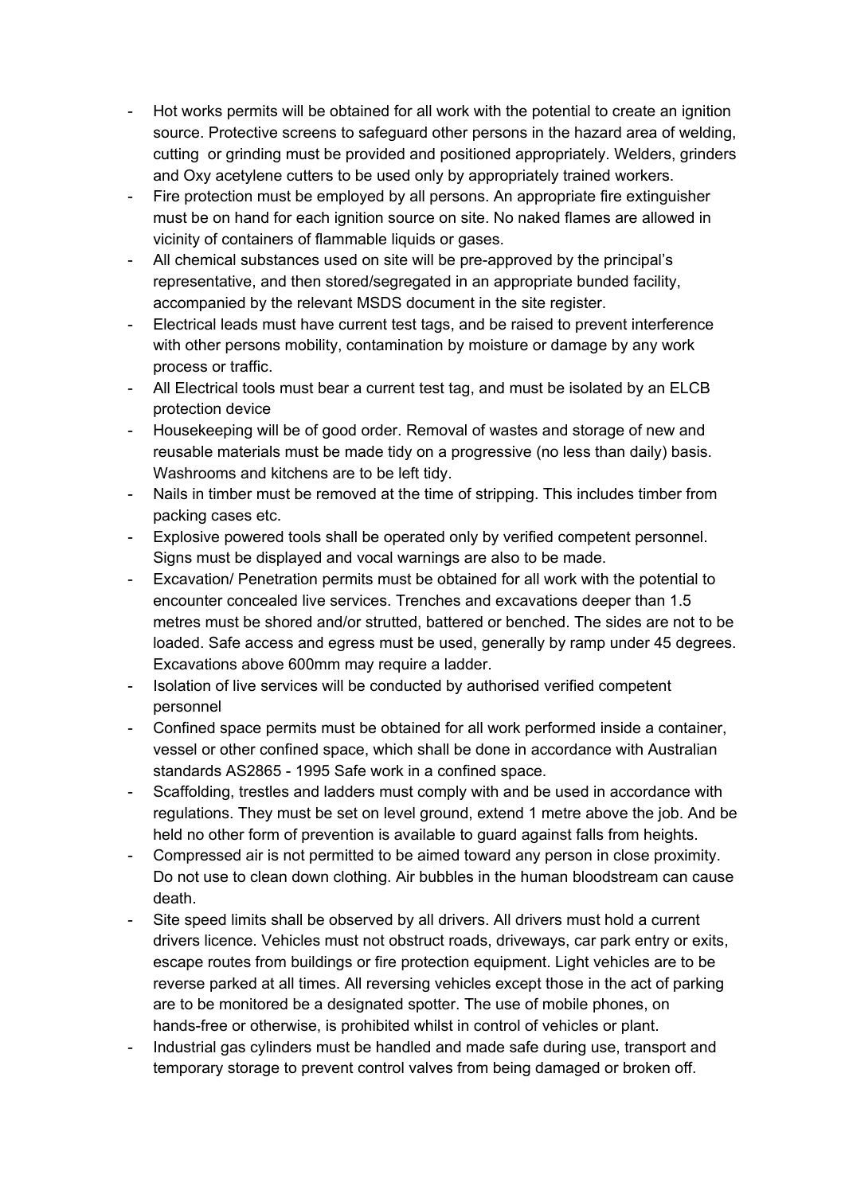- Hot works permits will be obtained for all work with the potential to create an ignition source. Protective screens to safeguard other persons in the hazard area of welding, cutting or grinding must be provided and positioned appropriately. Welders, grinders and Oxy acetylene cutters to be used only by appropriately trained workers.
- Fire protection must be employed by all persons. An appropriate fire extinguisher must be on hand for each ignition source on site. No naked flames are allowed in vicinity of containers of flammable liquids or gases.
- All chemical substances used on site will be pre-approved by the principal's representative, and then stored/segregated in an appropriate bunded facility, accompanied by the relevant MSDS document in the site register.
- Electrical leads must have current test tags, and be raised to prevent interference with other persons mobility, contamination by moisture or damage by any work process or traffic.
- All Electrical tools must bear a current test tag, and must be isolated by an ELCB protection device
- Housekeeping will be of good order. Removal of wastes and storage of new and reusable materials must be made tidy on a progressive (no less than daily) basis. Washrooms and kitchens are to be left tidy.
- Nails in timber must be removed at the time of stripping. This includes timber from packing cases etc.
- Explosive powered tools shall be operated only by verified competent personnel. Signs must be displayed and vocal warnings are also to be made.
- Excavation/ Penetration permits must be obtained for all work with the potential to encounter concealed live services. Trenches and excavations deeper than 1.5 metres must be shored and/or strutted, battered or benched. The sides are not to be loaded. Safe access and egress must be used, generally by ramp under 45 degrees. Excavations above 600mm may require a ladder.
- Isolation of live services will be conducted by authorised verified competent personnel
- Confined space permits must be obtained for all work performed inside a container, vessel or other confined space, which shall be done in accordance with Australian standards AS2865 - 1995 Safe work in a confined space.
- Scaffolding, trestles and ladders must comply with and be used in accordance with regulations. They must be set on level ground, extend 1 metre above the job. And be held no other form of prevention is available to guard against falls from heights.
- Compressed air is not permitted to be aimed toward any person in close proximity. Do not use to clean down clothing. Air bubbles in the human bloodstream can cause death.
- Site speed limits shall be observed by all drivers. All drivers must hold a current drivers licence. Vehicles must not obstruct roads, driveways, car park entry or exits, escape routes from buildings or fire protection equipment. Light vehicles are to be reverse parked at all times. All reversing vehicles except those in the act of parking are to be monitored be a designated spotter. The use of mobile phones, on hands-free or otherwise, is prohibited whilst in control of vehicles or plant.
- Industrial gas cylinders must be handled and made safe during use, transport and temporary storage to prevent control valves from being damaged or broken off.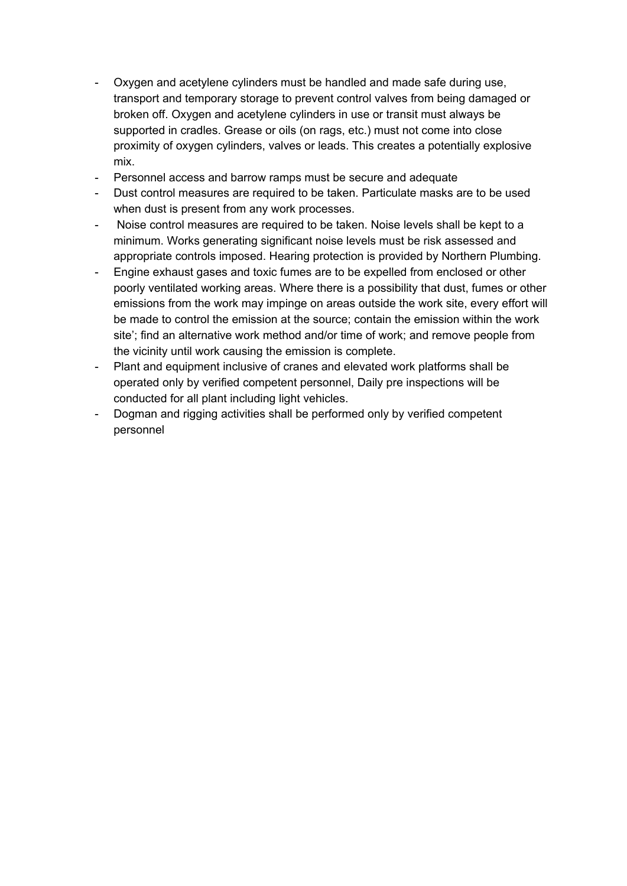- Oxygen and acetylene cylinders must be handled and made safe during use, transport and temporary storage to prevent control valves from being damaged or broken off. Oxygen and acetylene cylinders in use or transit must always be supported in cradles. Grease or oils (on rags, etc.) must not come into close proximity of oxygen cylinders, valves or leads. This creates a potentially explosive mix.
- Personnel access and barrow ramps must be secure and adequate
- Dust control measures are required to be taken. Particulate masks are to be used when dust is present from any work processes.
- Noise control measures are required to be taken. Noise levels shall be kept to a minimum. Works generating significant noise levels must be risk assessed and appropriate controls imposed. Hearing protection is provided by Northern Plumbing.
- Engine exhaust gases and toxic fumes are to be expelled from enclosed or other poorly ventilated working areas. Where there is a possibility that dust, fumes or other emissions from the work may impinge on areas outside the work site, every effort will be made to control the emission at the source; contain the emission within the work site'; find an alternative work method and/or time of work; and remove people from the vicinity until work causing the emission is complete.
- Plant and equipment inclusive of cranes and elevated work platforms shall be operated only by verified competent personnel, Daily pre inspections will be conducted for all plant including light vehicles.
- Dogman and rigging activities shall be performed only by verified competent personnel